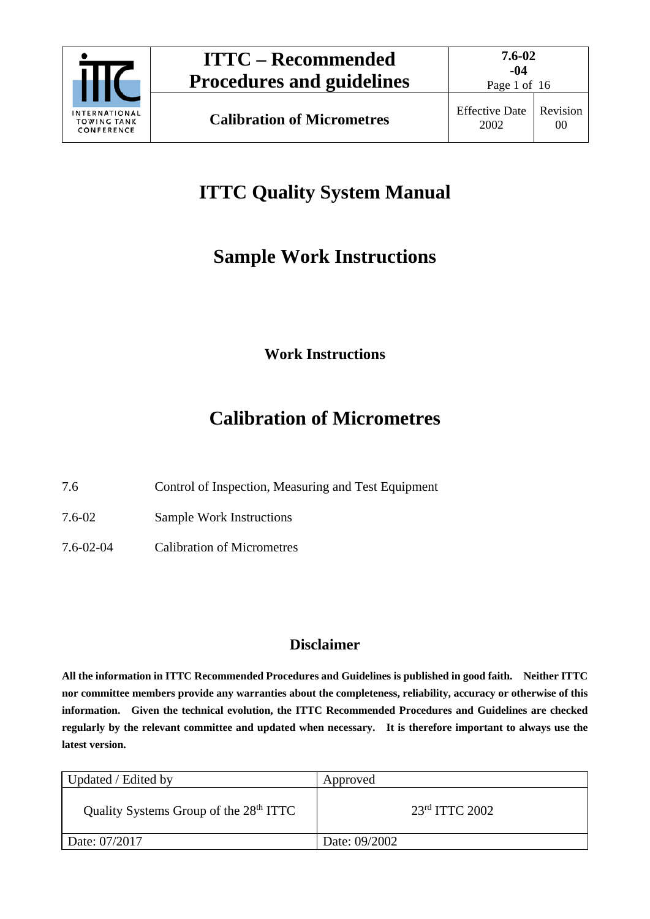| | ITTC – Recommended Procedures and guidelines | 7.6-02 -04 Page 1 of 16 | |
|---|---|---|---|
| INTERNATIONAL TOWING TANK CONFERENCE | Calibration of Micrometres | Effective Date 2002 | Revision 00 |

# ITTC Quality System Manual

# Sample Work Instructions

### Work Instructions

# Calibration of Micrometres

7.6 Control of Inspection, Measuring and Test Equipment

7.6-02 Sample Work Instructions

7.6-02-04 Calibration of Micrometres

### Disclaimer

**All the information in ITTC Recommended Procedures and Guidelines is published in good faith. Neither ITTC nor committee members provide any warranties about the completeness, reliability, accuracy or otherwise of this information. Given the technical evolution, the ITTC Recommended Procedures and Guidelines are checked regularly by the relevant committee and updated when necessary. It is therefore important to always use the latest version.**

| Updated / Edited by | Approved |
|---|---|
| Quality Systems Group of the 28th ITTC | 23rd ITTC 2002 |
| Date: 07/2017 | Date: 09/2002 |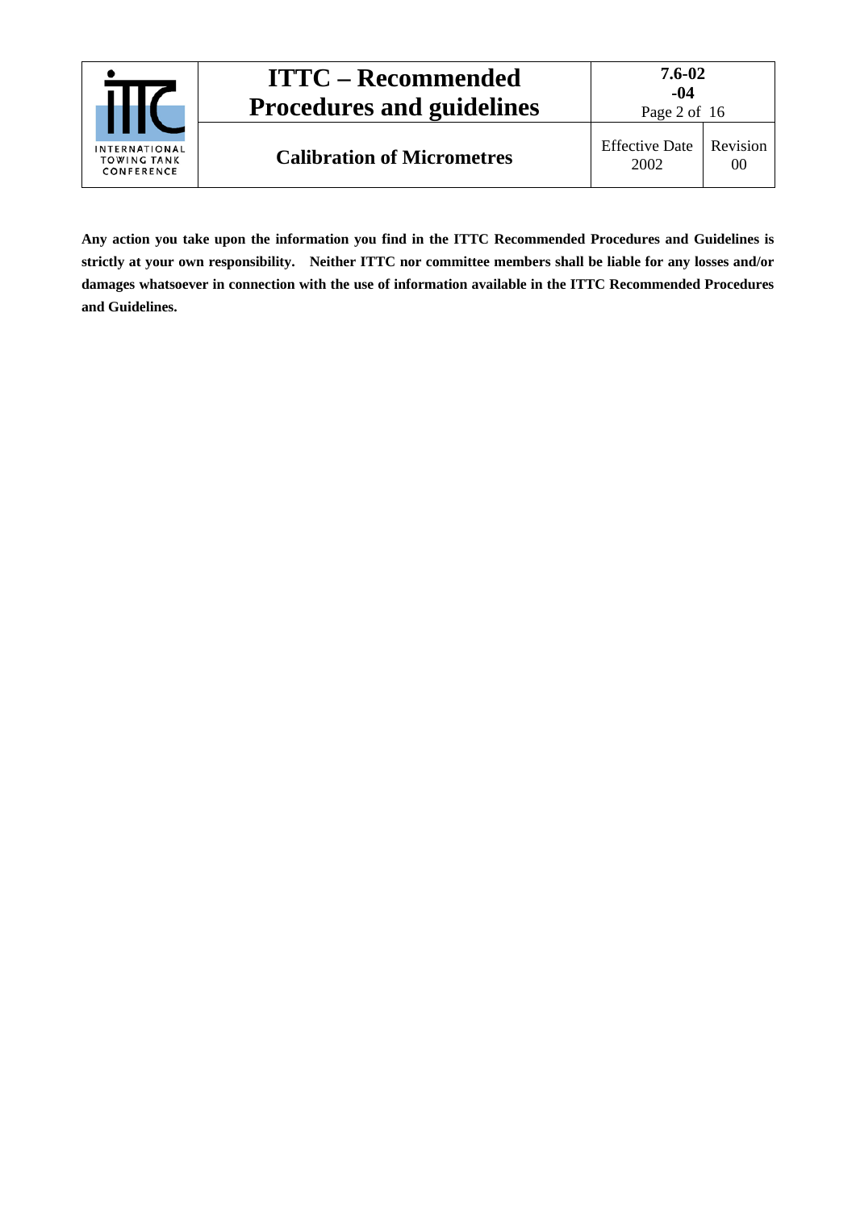**Any action you take upon the information you find in the ITTC Recommended Procedures and Guidelines is strictly at your own responsibility. Neither ITTC nor committee members shall be liable for any losses and/or damages whatsoever in connection with the use of information available in the ITTC Recommended Procedures and Guidelines.**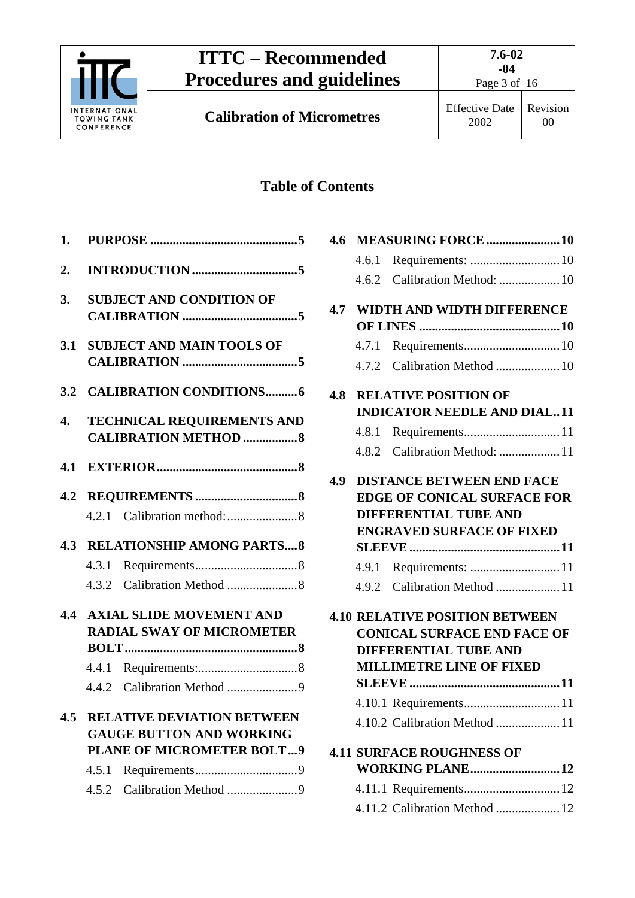## Table of Contents

1. PURPOSE .............................................5
2. INTRODUCTION ................................5
3. SUBJECT AND CONDITION OF CALIBRATION ....................................5

3.1 SUBJECT AND MAIN TOOLS OF CALIBRATION ....................................5

3.2 CALIBRATION CONDITIONS..........6

4. TECHNICAL REQUIREMENTS AND CALIBRATION METHOD .................8

4.1 EXTERIOR............................................8

4.2 REQUIREMENTS ................................8
- 4.2.1 Calibration method:......................8

4.3 RELATIONSHIP AMONG PARTS....8
- 4.3.1 Requirements................................8
- 4.3.2 Calibration Method ......................8

4.4 AXIAL SLIDE MOVEMENT AND RADIAL SWAY OF MICROMETER BOLT.....................................................8
- 4.4.1 Requirements:...............................8
- 4.4.2 Calibration Method ......................9

4.5 RELATIVE DEVIATION BETWEEN GAUGE BUTTON AND WORKING PLANE OF MICROMETER BOLT ...9
- 4.5.1 Requirements................................9
- 4.5.2 Calibration Method ......................9

4.6 MEASURING FORCE .......................10
- 4.6.1 Requirements: ............................10
- 4.6.2 Calibration Method: ...................10

4.7 WIDTH AND WIDTH DIFFERENCE OF LINES ...........................................10
- 4.7.1 Requirements..............................10
- 4.7.2 Calibration Method ....................10

4.8 RELATIVE POSITION OF INDICATOR NEEDLE AND DIAL..11
- 4.8.1 Requirements..............................11
- 4.8.2 Calibration Method: ...................11

4.9 DISTANCE BETWEEN END FACE EDGE OF CONICAL SURFACE FOR DIFFERENTIAL TUBE AND ENGRAVED SURFACE OF FIXED SLEEVE ..............................................11
- 4.9.1 Requirements: ............................11
- 4.9.2 Calibration Method ....................11

4.10 RELATIVE POSITION BETWEEN CONICAL SURFACE END FACE OF DIFFERENTIAL TUBE AND MILLIMETRE LINE OF FIXED SLEEVE ..............................................11
- 4.10.1 Requirements..............................11
- 4.10.2 Calibration Method ....................11

4.11 SURFACE ROUGHNESS OF WORKING PLANE............................12
- 4.11.1 Requirements..............................12
- 4.11.2 Calibration Method ....................12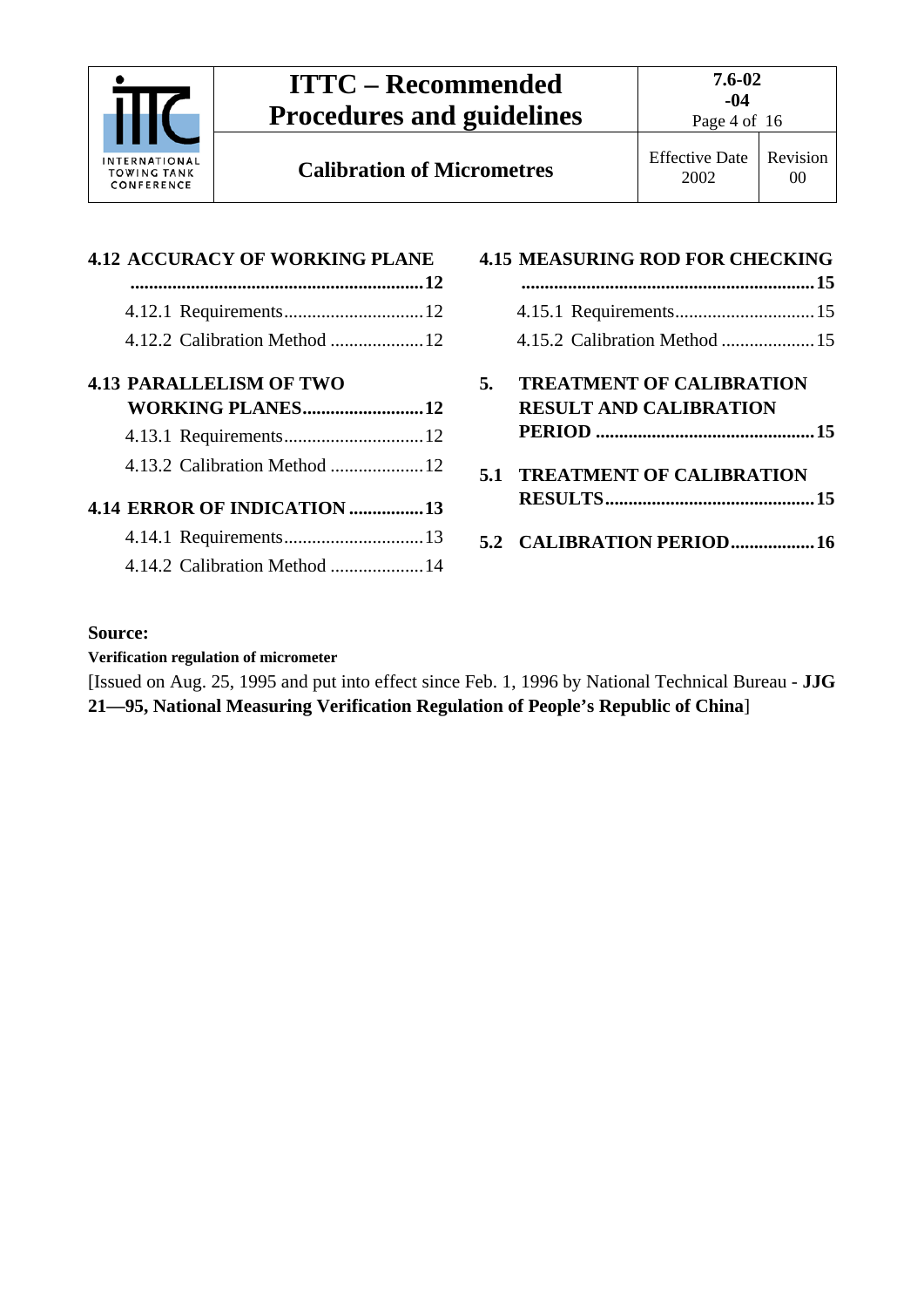**4.12 ACCURACY OF WORKING PLANE** ........................................................ **12**

- 4.12.1 Requirements ............................ 12
- 4.12.2 Calibration Method .................... 12

**4.13 PARALLELISM OF TWO WORKING PLANES** .......................... **12**

- 4.13.1 Requirements ............................ 12
- 4.13.2 Calibration Method .................... 12

**4.14 ERROR OF INDICATION** ................ **13**

- 4.14.1 Requirements ............................ 13
- 4.14.2 Calibration Method .................... 14

**4.15 MEASURING ROD FOR CHECKING** ........................................................ **15**

- 4.15.1 Requirements ............................ 15
- 4.15.2 Calibration Method .................... 15

**5. TREATMENT OF CALIBRATION RESULT AND CALIBRATION PERIOD** ............................................... **15**

**5.1 TREATMENT OF CALIBRATION RESULTS** ............................................ **15**

**5.2 CALIBRATION PERIOD** .................. **16**

**Source:**

**Verification regulation of micrometer**

[Issued on Aug. 25, 1995 and put into effect since Feb. 1, 1996 by National Technical Bureau - **JJG 21—95, National Measuring Verification Regulation of People's Republic of China**]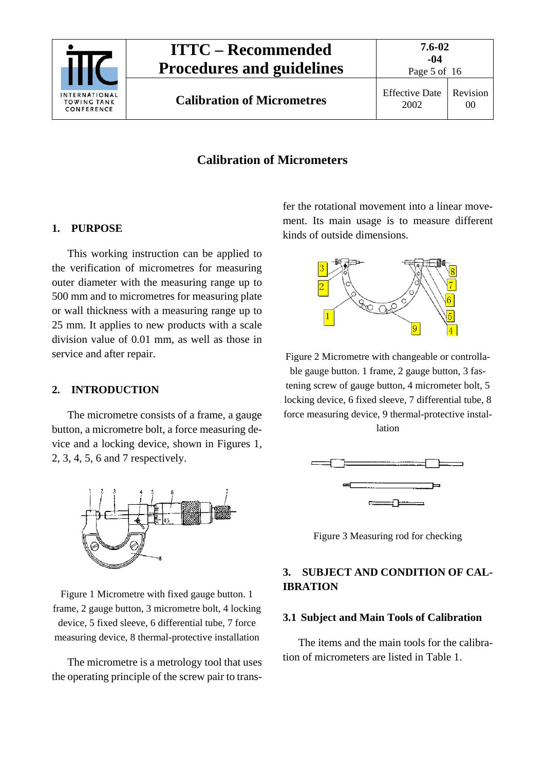# Calibration of Micrometers

## 1. PURPOSE

This working instruction can be applied to the verification of micrometres for measuring outer diameter with the measuring range up to 500 mm and to micrometres for measuring plate or wall thickness with a measuring range up to 25 mm. It applies to new products with a scale division value of 0.01 mm, as well as those in service and after repair.

## 2. INTRODUCTION

The micrometre consists of a frame, a gauge button, a micrometre bolt, a force measuring device and a locking device, shown in Figures 1, 2, 3, 4, 5, 6 and 7 respectively.

Figure 1 Micrometre with fixed gauge button. 1 frame, 2 gauge button, 3 micrometre bolt, 4 locking device, 5 fixed sleeve, 6 differential tube, 7 force measuring device, 8 thermal-protective installation

The micrometre is a metrology tool that uses the operating principle of the screw pair to transfer the rotational movement into a linear movement. Its main usage is to measure different kinds of outside dimensions.

Figure 2 Micrometre with changeable or controllable gauge button. 1 frame, 2 gauge button, 3 fastening screw of gauge button, 4 micrometer bolt, 5 locking device, 6 fixed sleeve, 7 differential tube, 8 force measuring device, 9 thermal-protective installation

Figure 3 Measuring rod for checking

## 3. SUBJECT AND CONDITION OF CALIBRATION

### 3.1 Subject and Main Tools of Calibration

The items and the main tools for the calibration of micrometers are listed in Table 1.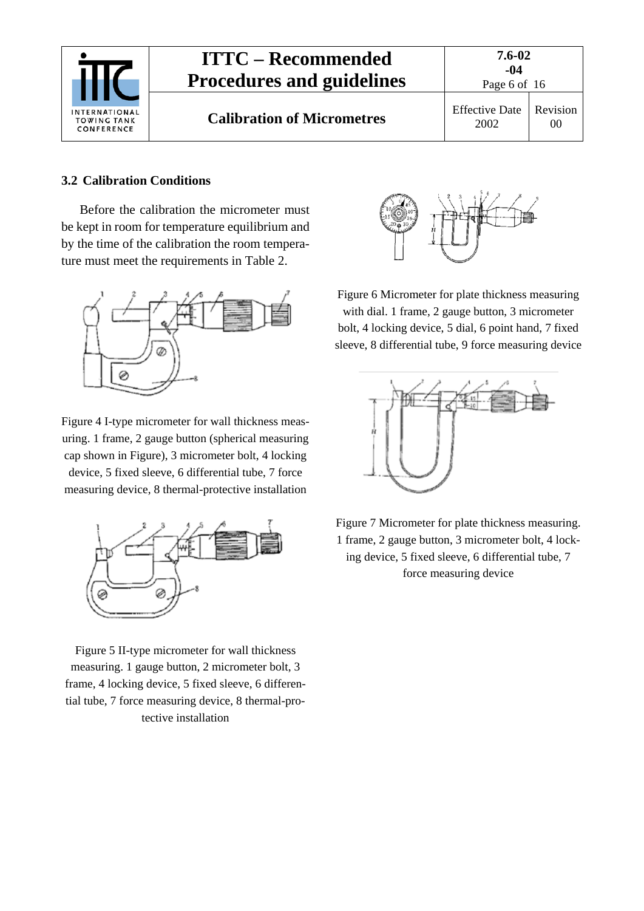### 3.2 Calibration Conditions

Before the calibration the micrometer must be kept in room for temperature equilibrium and by the time of the calibration the room temperature must meet the requirements in Table 2.

Figure 4 I-type micrometer for wall thickness measuring. 1 frame, 2 gauge button (spherical measuring cap shown in Figure), 3 micrometer bolt, 4 locking device, 5 fixed sleeve, 6 differential tube, 7 force measuring device, 8 thermal-protective installation

Figure 5 II-type micrometer for wall thickness measuring. 1 gauge button, 2 micrometer bolt, 3 frame, 4 locking device, 5 fixed sleeve, 6 differential tube, 7 force measuring device, 8 thermal-protective installation

Figure 6 Micrometer for plate thickness measuring with dial. 1 frame, 2 gauge button, 3 micrometer bolt, 4 locking device, 5 dial, 6 point hand, 7 fixed sleeve, 8 differential tube, 9 force measuring device

Figure 7 Micrometer for plate thickness measuring. 1 frame, 2 gauge button, 3 micrometer bolt, 4 locking device, 5 fixed sleeve, 6 differential tube, 7 force measuring device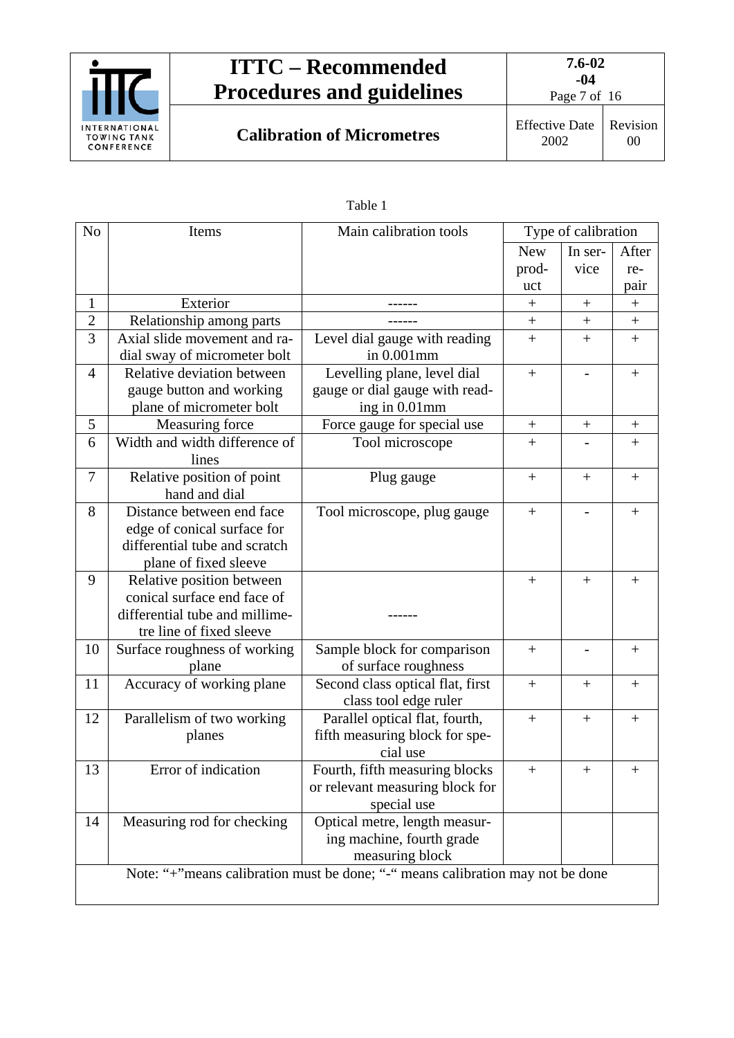Table 1

| No | Items | Main calibration tools | Type of calibration | | |
|---|---|---|---|---|---|
| | | | New product | In service | After repair |
| 1 | Exterior | ------ | + | + | + |
| 2 | Relationship among parts | ------ | + | + | + |
| 3 | Axial slide movement and radial sway of micrometer bolt | Level dial gauge with reading in 0.001mm | + | + | + |
| 4 | Relative deviation between gauge button and working plane of micrometer bolt | Levelling plane, level dial gauge or dial gauge with reading in 0.01mm | + | - | + |
| 5 | Measuring force | Force gauge for special use | + | + | + |
| 6 | Width and width difference of lines | Tool microscope | + | - | + |
| 7 | Relative position of point hand and dial | Plug gauge | + | + | + |
| 8 | Distance between end face edge of conical surface for differential tube and scratch plane of fixed sleeve | Tool microscope, plug gauge | + | - | + |
| 9 | Relative position between conical surface end face of differential tube and millimetre line of fixed sleeve | ------ | + | + | + |
| 10 | Surface roughness of working plane | Sample block for comparison of surface roughness | + | - | + |
| 11 | Accuracy of working plane | Second class optical flat, first class tool edge ruler | + | + | + |
| 12 | Parallelism of two working planes | Parallel optical flat, fourth, fifth measuring block for special use | + | + | + |
| 13 | Error of indication | Fourth, fifth measuring blocks or relevant measuring block for special use | + | + | + |
| 14 | Measuring rod for checking | Optical metre, length measuring machine, fourth grade measuring block | | | |

Note: "+"means calibration must be done; "-" means calibration may not be done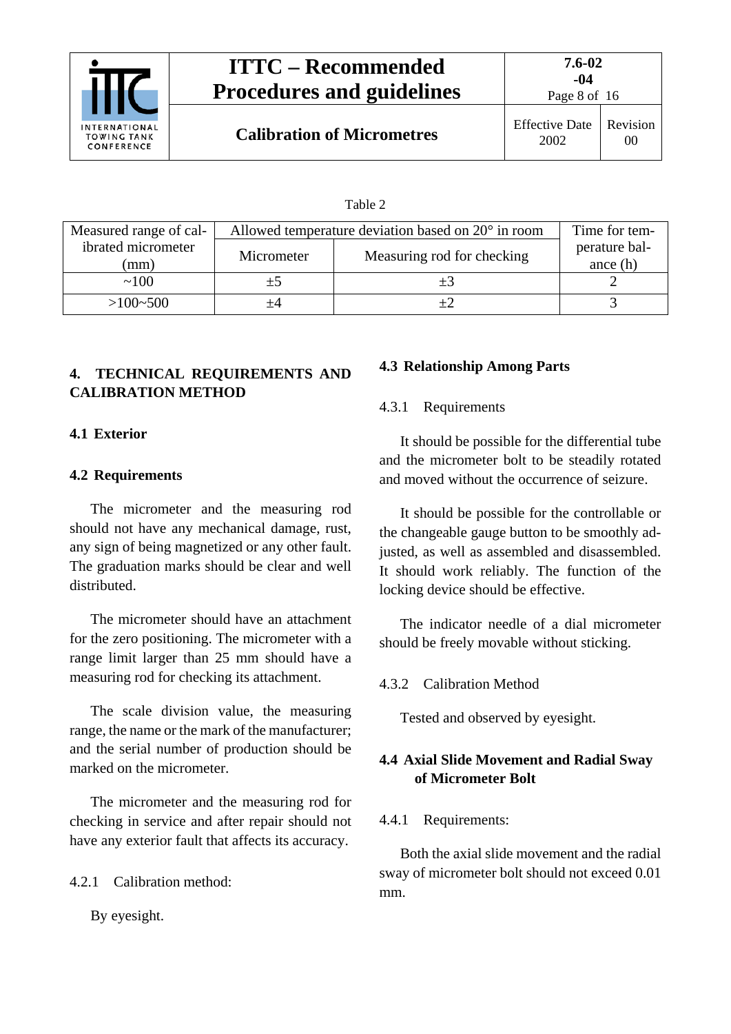Table 2

| Measured range of calibrated micrometer (mm) | Allowed temperature deviation based on 20° in room | | Time for temperature balance (h) |
|---|---|---|---|
| | Micrometer | Measuring rod for checking | |
| ~100 | ±5 | ±3 | 2 |
| >100~500 | ±4 | ±2 | 3 |

## 4. TECHNICAL REQUIREMENTS AND CALIBRATION METHOD

### 4.1 Exterior

### 4.2 Requirements

The micrometer and the measuring rod should not have any mechanical damage, rust, any sign of being magnetized or any other fault. The graduation marks should be clear and well distributed.

The micrometer should have an attachment for the zero positioning. The micrometer with a range limit larger than 25 mm should have a measuring rod for checking its attachment.

The scale division value, the measuring range, the name or the mark of the manufacturer; and the serial number of production should be marked on the micrometer.

The micrometer and the measuring rod for checking in service and after repair should not have any exterior fault that affects its accuracy.

4.2.1 Calibration method:

By eyesight.

### 4.3 Relationship Among Parts

4.3.1 Requirements

It should be possible for the differential tube and the micrometer bolt to be steadily rotated and moved without the occurrence of seizure.

It should be possible for the controllable or the changeable gauge button to be smoothly adjusted, as well as assembled and disassembled. It should work reliably. The function of the locking device should be effective.

The indicator needle of a dial micrometer should be freely movable without sticking.

4.3.2 Calibration Method

Tested and observed by eyesight.

### 4.4 Axial Slide Movement and Radial Sway of Micrometer Bolt

4.4.1 Requirements:

Both the axial slide movement and the radial sway of micrometer bolt should not exceed 0.01 mm.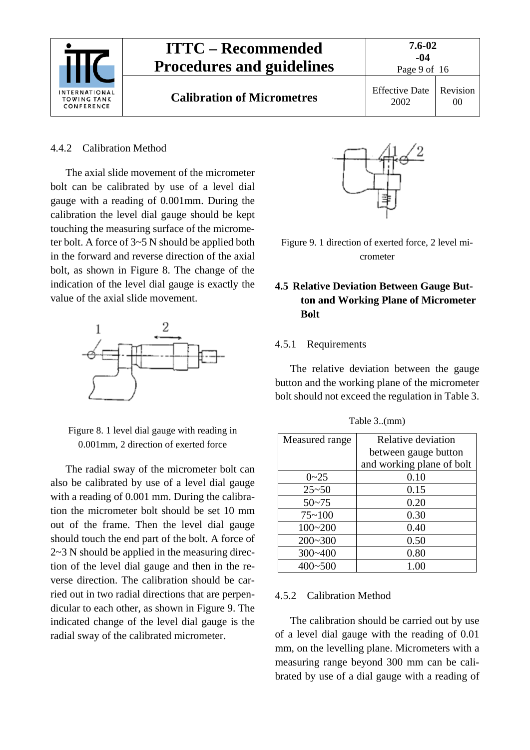#### 4.4.2 Calibration Method

The axial slide movement of the micrometer bolt can be calibrated by use of a level dial gauge with a reading of 0.001mm. During the calibration the level dial gauge should be kept touching the measuring surface of the micrometer bolt. A force of 3~5 N should be applied both in the forward and reverse direction of the axial bolt, as shown in Figure 8. The change of the indication of the level dial gauge is exactly the value of the axial slide movement.

Figure 8. 1 level dial gauge with reading in 0.001mm, 2 direction of exerted force

The radial sway of the micrometer bolt can also be calibrated by use of a level dial gauge with a reading of 0.001 mm. During the calibration the micrometer bolt should be set 10 mm out of the frame. Then the level dial gauge should touch the end part of the bolt. A force of 2~3 N should be applied in the measuring direction of the level dial gauge and then in the reverse direction. The calibration should be carried out in two radial directions that are perpendicular to each other, as shown in Figure 9. The indicated change of the level dial gauge is the radial sway of the calibrated micrometer.

Figure 9. 1 direction of exerted force, 2 level micrometer

### 4.5 Relative Deviation Between Gauge Button and Working Plane of Micrometer Bolt

#### 4.5.1 Requirements

The relative deviation between the gauge button and the working plane of the micrometer bolt should not exceed the regulation in Table 3.

Table 3..(mm)

| Measured range | Relative deviation between gauge button and working plane of bolt |
|---|---|
| 0~25 | 0.10 |
| 25~50 | 0.15 |
| 50~75 | 0.20 |
| 75~100 | 0.30 |
| 100~200 | 0.40 |
| 200~300 | 0.50 |
| 300~400 | 0.80 |
| 400~500 | 1.00 |

#### 4.5.2 Calibration Method

The calibration should be carried out by use of a level dial gauge with the reading of 0.01 mm, on the levelling plane. Micrometers with a measuring range beyond 300 mm can be calibrated by use of a dial gauge with a reading of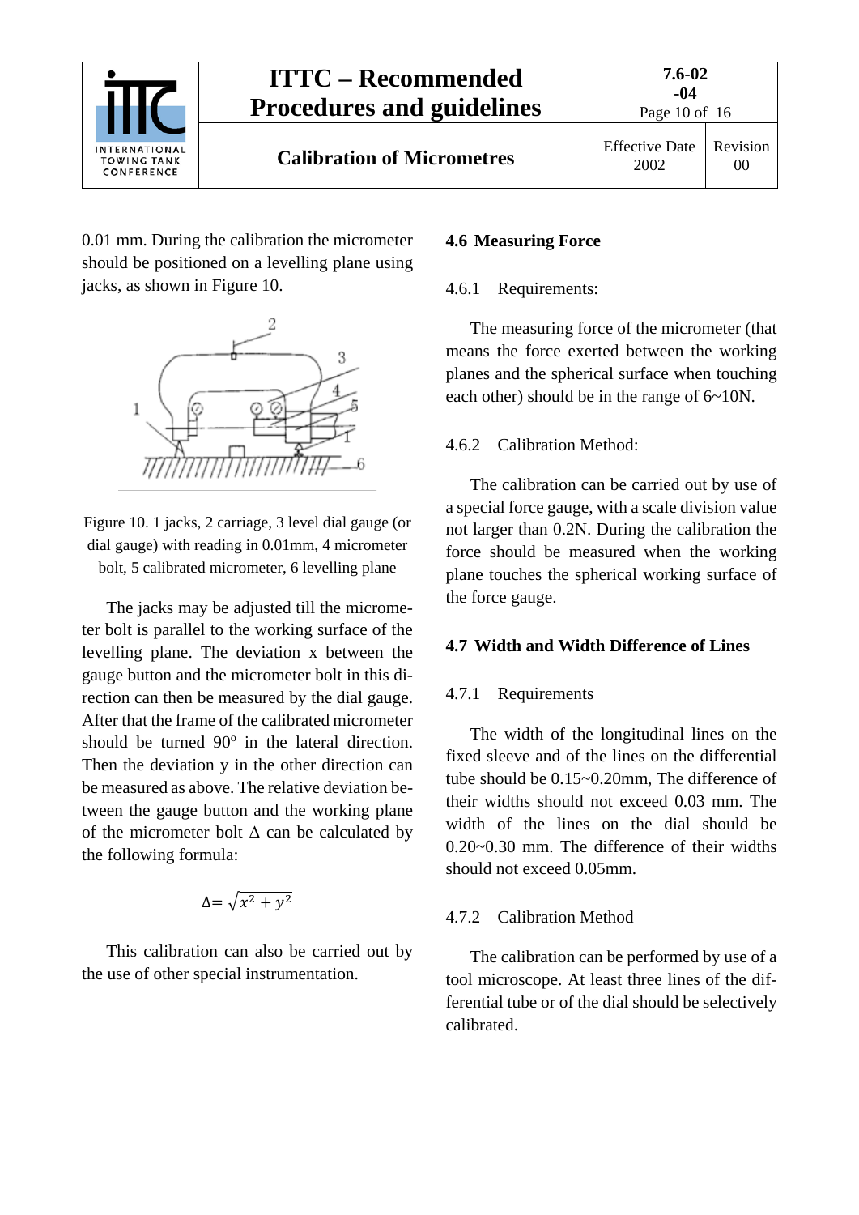0.01 mm. During the calibration the micrometer should be positioned on a levelling plane using jacks, as shown in Figure 10.

Figure 10. 1 jacks, 2 carriage, 3 level dial gauge (or dial gauge) with reading in 0.01mm, 4 micrometer bolt, 5 calibrated micrometer, 6 levelling plane

The jacks may be adjusted till the micrometer bolt is parallel to the working surface of the levelling plane. The deviation x between the gauge button and the micrometer bolt in this direction can then be measured by the dial gauge. After that the frame of the calibrated micrometer should be turned 90° in the lateral direction. Then the deviation y in the other direction can be measured as above. The relative deviation between the gauge button and the working plane of the micrometer bolt Δ can be calculated by the following formula:

$$\Delta = \sqrt{x^2 + y^2}$$

This calibration can also be carried out by the use of other special instrumentation.

### 4.6 Measuring Force

4.6.1 Requirements:

The measuring force of the micrometer (that means the force exerted between the working planes and the spherical surface when touching each other) should be in the range of 6~10N.

4.6.2 Calibration Method:

The calibration can be carried out by use of a special force gauge, with a scale division value not larger than 0.2N. During the calibration the force should be measured when the working plane touches the spherical working surface of the force gauge.

### 4.7 Width and Width Difference of Lines

4.7.1 Requirements

The width of the longitudinal lines on the fixed sleeve and of the lines on the differential tube should be 0.15~0.20mm, The difference of their widths should not exceed 0.03 mm. The width of the lines on the dial should be 0.20~0.30 mm. The difference of their widths should not exceed 0.05mm.

4.7.2 Calibration Method

The calibration can be performed by use of a tool microscope. At least three lines of the differential tube or of the dial should be selectively calibrated.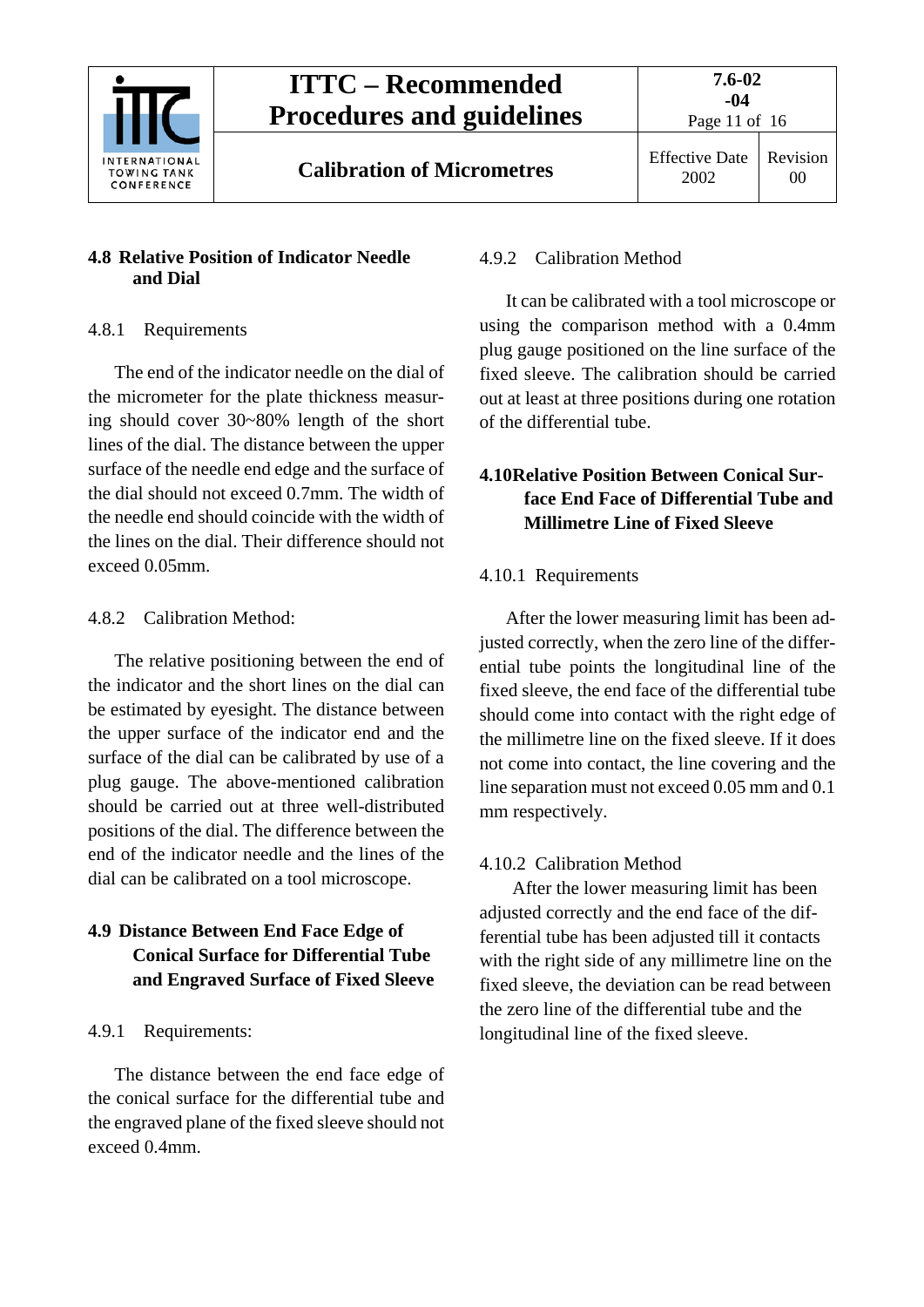## 4.8 Relative Position of Indicator Needle and Dial

### 4.8.1 Requirements

The end of the indicator needle on the dial of the micrometer for the plate thickness measuring should cover 30~80% length of the short lines of the dial. The distance between the upper surface of the needle end edge and the surface of the dial should not exceed 0.7mm. The width of the needle end should coincide with the width of the lines on the dial. Their difference should not exceed 0.05mm.

### 4.8.2 Calibration Method:

The relative positioning between the end of the indicator and the short lines on the dial can be estimated by eyesight. The distance between the upper surface of the indicator end and the surface of the dial can be calibrated by use of a plug gauge. The above-mentioned calibration should be carried out at three well-distributed positions of the dial. The difference between the end of the indicator needle and the lines of the dial can be calibrated on a tool microscope.

## 4.9 Distance Between End Face Edge of Conical Surface for Differential Tube and Engraved Surface of Fixed Sleeve

### 4.9.1 Requirements:

The distance between the end face edge of the conical surface for the differential tube and the engraved plane of the fixed sleeve should not exceed 0.4mm.

### 4.9.2 Calibration Method

It can be calibrated with a tool microscope or using the comparison method with a 0.4mm plug gauge positioned on the line surface of the fixed sleeve. The calibration should be carried out at least at three positions during one rotation of the differential tube.

## 4.10 Relative Position Between Conical Surface End Face of Differential Tube and Millimetre Line of Fixed Sleeve

### 4.10.1 Requirements

After the lower measuring limit has been adjusted correctly, when the zero line of the differential tube points the longitudinal line of the fixed sleeve, the end face of the differential tube should come into contact with the right edge of the millimetre line on the fixed sleeve. If it does not come into contact, the line covering and the line separation must not exceed 0.05 mm and 0.1 mm respectively.

### 4.10.2 Calibration Method

After the lower measuring limit has been adjusted correctly and the end face of the differential tube has been adjusted till it contacts with the right side of any millimetre line on the fixed sleeve, the deviation can be read between the zero line of the differential tube and the longitudinal line of the fixed sleeve.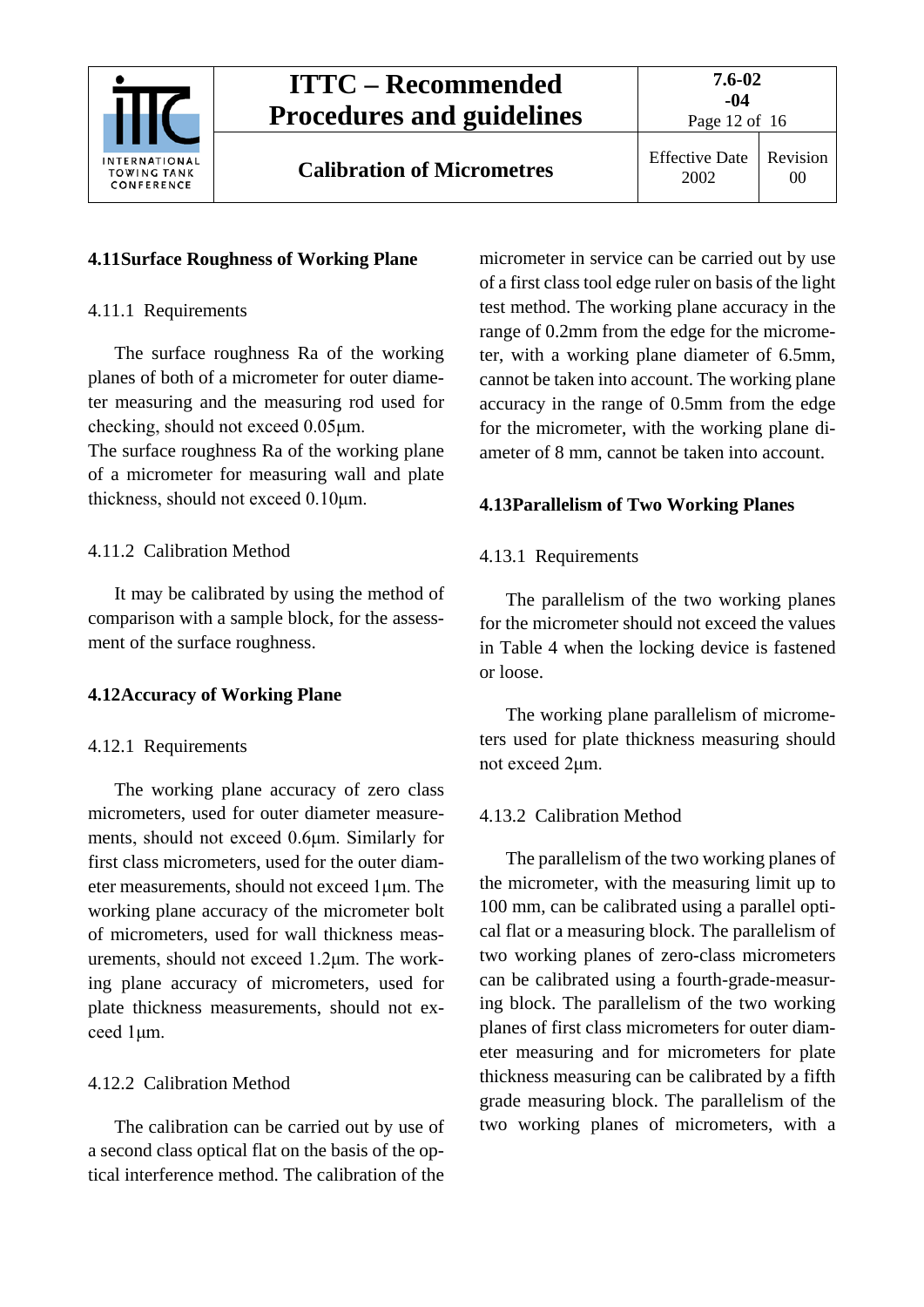## 4.11 Surface Roughness of Working Plane

### 4.11.1 Requirements

The surface roughness Ra of the working planes of both of a micrometer for outer diameter measuring and the measuring rod used for checking, should not exceed 0.05μm.
The surface roughness Ra of the working plane of a micrometer for measuring wall and plate thickness, should not exceed 0.10μm.

### 4.11.2 Calibration Method

It may be calibrated by using the method of comparison with a sample block, for the assessment of the surface roughness.

## 4.12 Accuracy of Working Plane

### 4.12.1 Requirements

The working plane accuracy of zero class micrometers, used for outer diameter measurements, should not exceed 0.6μm. Similarly for first class micrometers, used for the outer diameter measurements, should not exceed 1μm. The working plane accuracy of the micrometer bolt of micrometers, used for wall thickness measurements, should not exceed 1.2μm. The working plane accuracy of micrometers, used for plate thickness measurements, should not exceed 1μm.

### 4.12.2 Calibration Method

The calibration can be carried out by use of a second class optical flat on the basis of the optical interference method. The calibration of the micrometer in service can be carried out by use of a first class tool edge ruler on basis of the light test method. The working plane accuracy in the range of 0.2mm from the edge for the micrometer, with a working plane diameter of 6.5mm, cannot be taken into account. The working plane accuracy in the range of 0.5mm from the edge for the micrometer, with the working plane diameter of 8 mm, cannot be taken into account.

## 4.13 Parallelism of Two Working Planes

### 4.13.1 Requirements

The parallelism of the two working planes for the micrometer should not exceed the values in Table 4 when the locking device is fastened or loose.

The working plane parallelism of micrometers used for plate thickness measuring should not exceed 2μm.

### 4.13.2 Calibration Method

The parallelism of the two working planes of the micrometer, with the measuring limit up to 100 mm, can be calibrated using a parallel optical flat or a measuring block. The parallelism of two working planes of zero-class micrometers can be calibrated using a fourth-grade-measuring block. The parallelism of the two working planes of first class micrometers for outer diameter measuring and for micrometers for plate thickness measuring can be calibrated by a fifth grade measuring block. The parallelism of the two working planes of micrometers, with a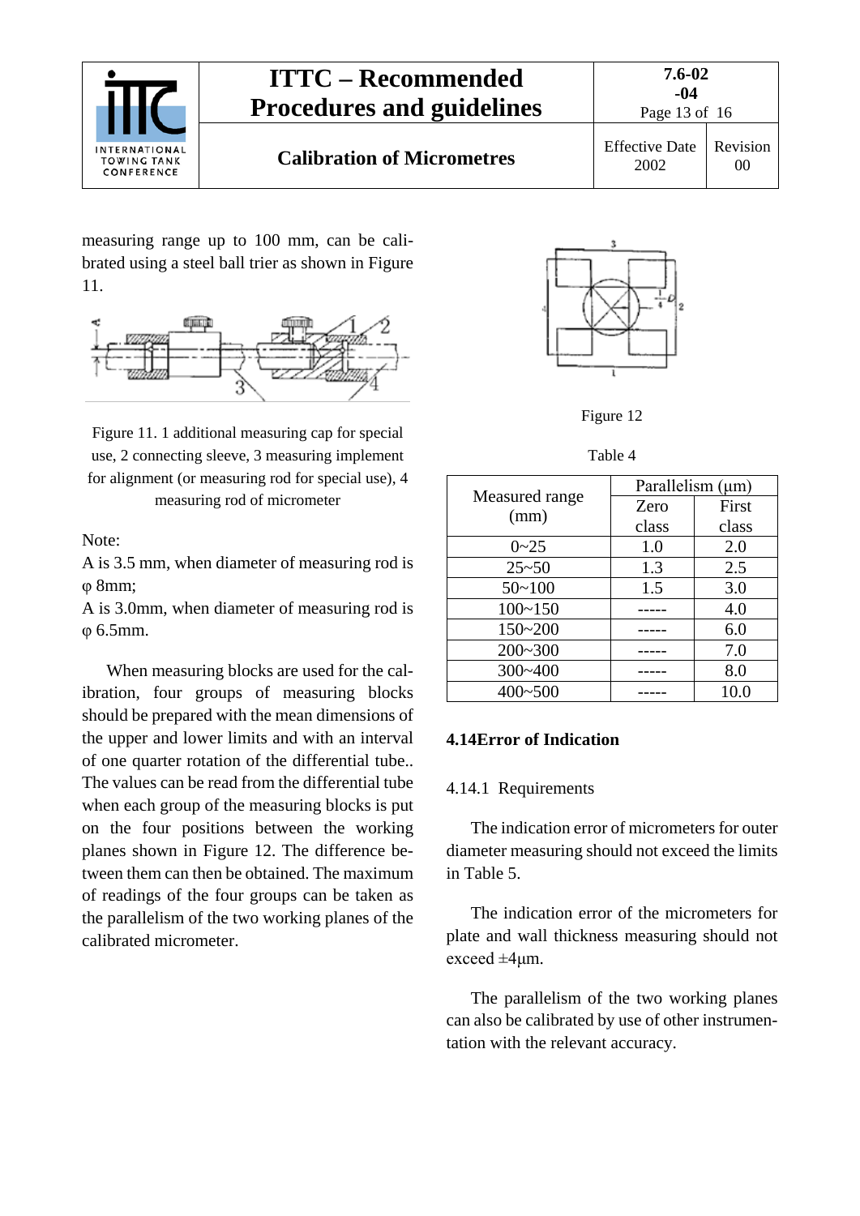measuring range up to 100 mm, can be calibrated using a steel ball trier as shown in Figure 11.

Figure 11. 1 additional measuring cap for special use, 2 connecting sleeve, 3 measuring implement for alignment (or measuring rod for special use), 4 measuring rod of micrometer

Note:

A is 3.5 mm, when diameter of measuring rod is φ 8mm;

A is 3.0mm, when diameter of measuring rod is φ 6.5mm.

When measuring blocks are used for the calibration, four groups of measuring blocks should be prepared with the mean dimensions of the upper and lower limits and with an interval of one quarter rotation of the differential tube.. The values can be read from the differential tube when each group of the measuring blocks is put on the four positions between the working planes shown in Figure 12. The difference between them can then be obtained. The maximum of readings of the four groups can be taken as the parallelism of the two working planes of the calibrated micrometer.

Figure 12

Table 4

| Measured range (mm) | Parallelism (μm) | |
|---|---|---|
| | Zero class | First class |
| 0~25 | 1.0 | 2.0 |
| 25~50 | 1.3 | 2.5 |
| 50~100 | 1.5 | 3.0 |
| 100~150 | ----- | 4.0 |
| 150~200 | ----- | 6.0 |
| 200~300 | ----- | 7.0 |
| 300~400 | ----- | 8.0 |
| 400~500 | ----- | 10.0 |

## 4.14 Error of Indication

4.14.1 Requirements

The indication error of micrometers for outer diameter measuring should not exceed the limits in Table 5.

The indication error of the micrometers for plate and wall thickness measuring should not exceed ±4μm.

The parallelism of the two working planes can also be calibrated by use of other instrumentation with the relevant accuracy.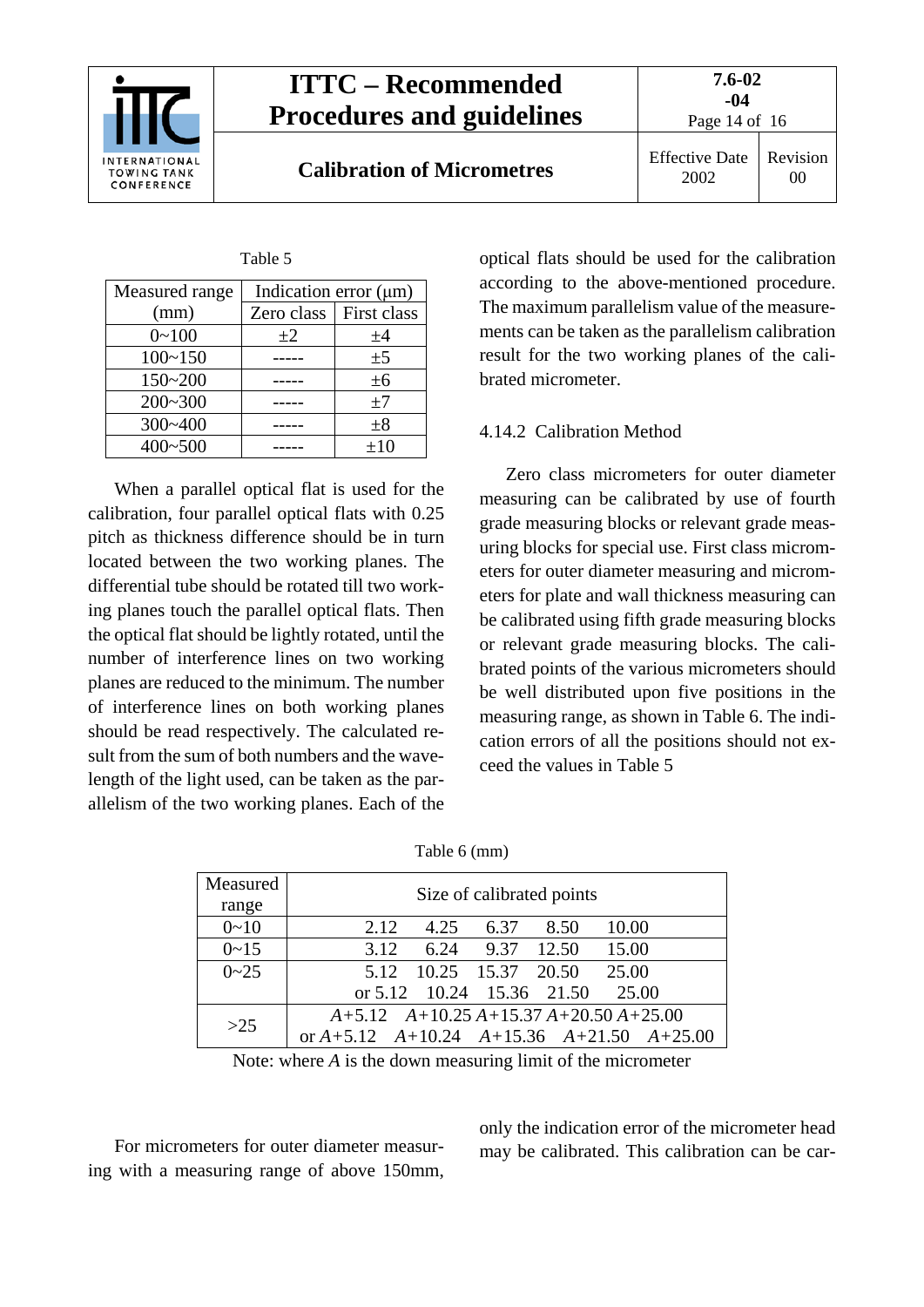Table 5

| Measured range (mm) | Indication error (μm) | |
|---|---|---|
| | Zero class | First class |
| 0~100 | ±2 | ±4 |
| 100~150 | ----- | ±5 |
| 150~200 | ----- | ±6 |
| 200~300 | ----- | ±7 |
| 300~400 | ----- | ±8 |
| 400~500 | ----- | ±10 |

When a parallel optical flat is used for the calibration, four parallel optical flats with 0.25 pitch as thickness difference should be in turn located between the two working planes. The differential tube should be rotated till two working planes touch the parallel optical flats. Then the optical flat should be lightly rotated, until the number of interference lines on two working planes are reduced to the minimum. The number of interference lines on both working planes should be read respectively. The calculated result from the sum of both numbers and the wavelength of the light used, can be taken as the parallelism of the two working planes. Each of the optical flats should be used for the calibration according to the above-mentioned procedure. The maximum parallelism value of the measurements can be taken as the parallelism calibration result for the two working planes of the calibrated micrometer.

### 4.14.2 Calibration Method

Zero class micrometers for outer diameter measuring can be calibrated by use of fourth grade measuring blocks or relevant grade measuring blocks for special use. First class micrometers for outer diameter measuring and micrometers for plate and wall thickness measuring can be calibrated using fifth grade measuring blocks or relevant grade measuring blocks. The calibrated points of the various micrometers should be well distributed upon five positions in the measuring range, as shown in Table 6. The indication errors of all the positions should not exceed the values in Table 5

Table 6 (mm)

| Measured range | Size of calibrated points |
|---|---|
| 0~10 | 2.12 4.25 6.37 8.50 10.00 |
| 0~15 | 3.12 6.24 9.37 12.50 15.00 |
| 0~25 | 5.12 10.25 15.37 20.50 25.00<br>or 5.12 10.24 15.36 21.50 25.00 |
| >25 | $A$+5.12 $A$+10.25 $A$+15.37 $A$+20.50 $A$+25.00<br>or $A$+5.12 $A$+10.24 $A$+15.36 $A$+21.50 $A$+25.00 |

Note: where $A$ is the down measuring limit of the micrometer

For micrometers for outer diameter measuring with a measuring range of above 150mm, only the indication error of the micrometer head may be calibrated. This calibration can be car-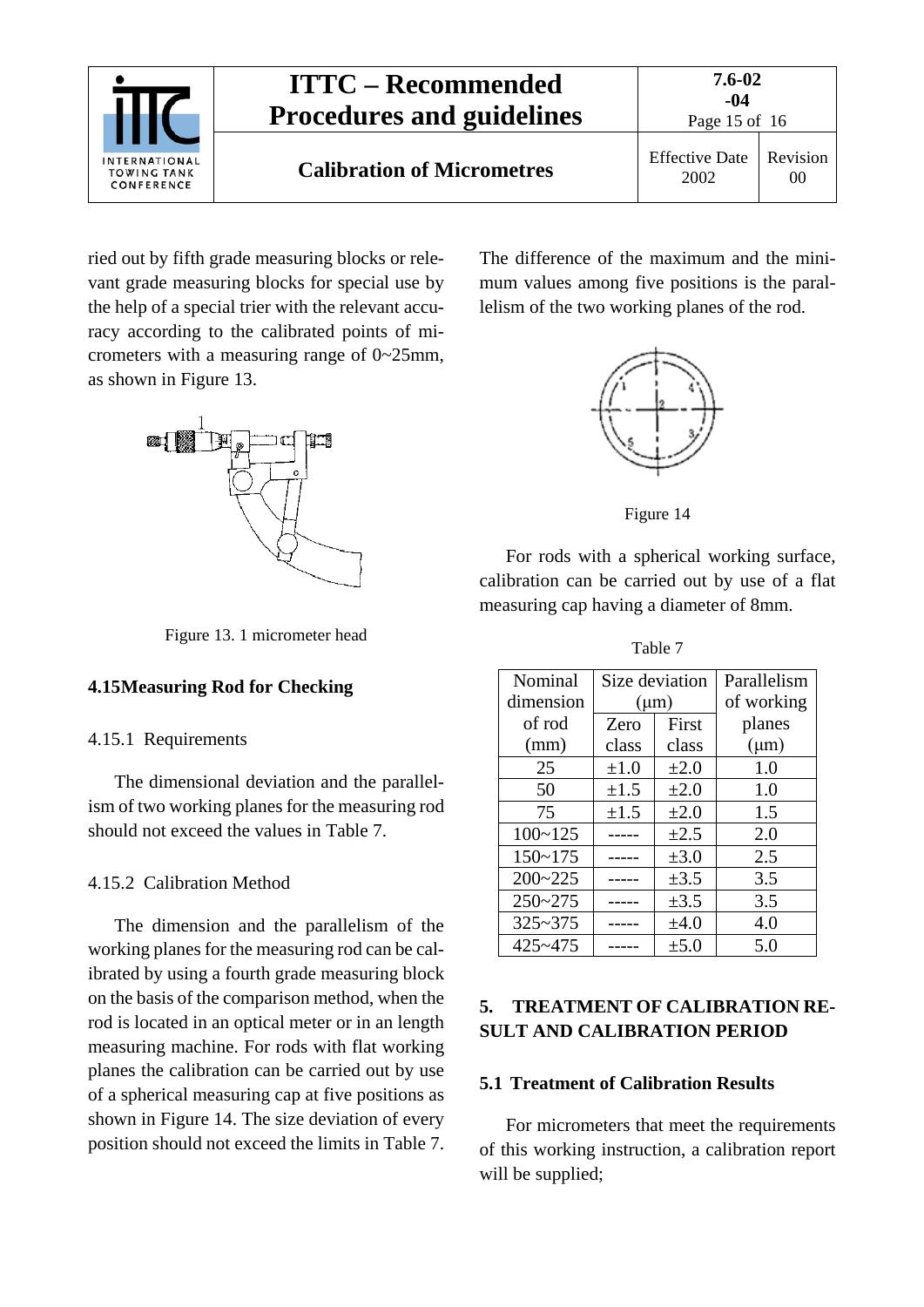ried out by fifth grade measuring blocks or relevant grade measuring blocks for special use by the help of a special trier with the relevant accuracy according to the calibrated points of micrometers with a measuring range of 0~25mm, as shown in Figure 13.

Figure 13. 1 micrometer head

### 4.15 Measuring Rod for Checking

4.15.1 Requirements

The dimensional deviation and the parallelism of two working planes for the measuring rod should not exceed the values in Table 7.

4.15.2 Calibration Method

The dimension and the parallelism of the working planes for the measuring rod can be calibrated by using a fourth grade measuring block on the basis of the comparison method, when the rod is located in an optical meter or in an length measuring machine. For rods with flat working planes the calibration can be carried out by use of a spherical measuring cap at five positions as shown in Figure 14. The size deviation of every position should not exceed the limits in Table 7. The difference of the maximum and the minimum values among five positions is the parallelism of the two working planes of the rod.

Figure 14

For rods with a spherical working surface, calibration can be carried out by use of a flat measuring cap having a diameter of 8mm.

Table 7

| Nominal dimension of rod (mm) | Size deviation (μm) | | Parallelism of working planes (μm) |
|---|---|---|---|
| | Zero class | First class | |
| 25 | ±1.0 | ±2.0 | 1.0 |
| 50 | ±1.5 | ±2.0 | 1.0 |
| 75 | ±1.5 | ±2.0 | 1.5 |
| 100~125 | ----- | ±2.5 | 2.0 |
| 150~175 | ----- | ±3.0 | 2.5 |
| 200~225 | ----- | ±3.5 | 3.5 |
| 250~275 | ----- | ±3.5 | 3.5 |
| 325~375 | ----- | ±4.0 | 4.0 |
| 425~475 | ----- | ±5.0 | 5.0 |

## 5. TREATMENT OF CALIBRATION RESULT AND CALIBRATION PERIOD

### 5.1 Treatment of Calibration Results

For micrometers that meet the requirements of this working instruction, a calibration report will be supplied;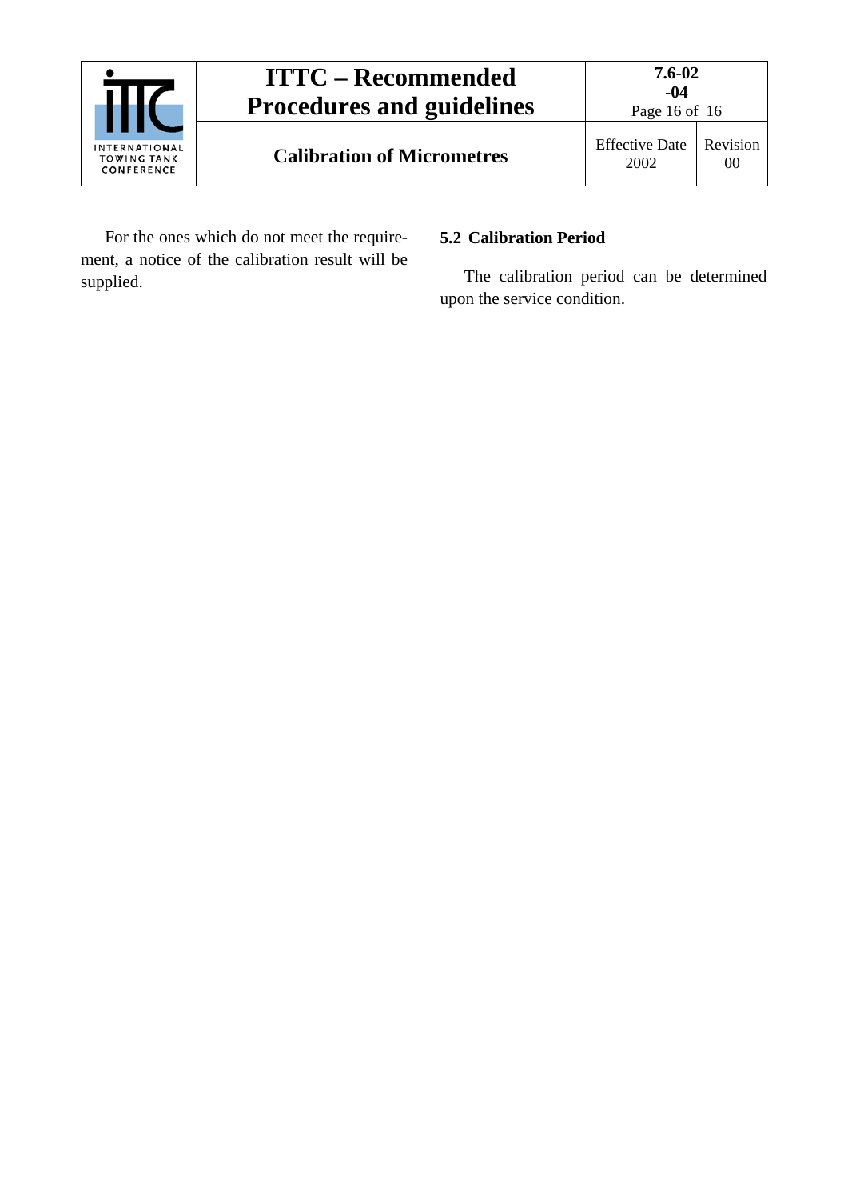For the ones which do not meet the requirement, a notice of the calibration result will be supplied.

### 5.2 Calibration Period

The calibration period can be determined upon the service condition.